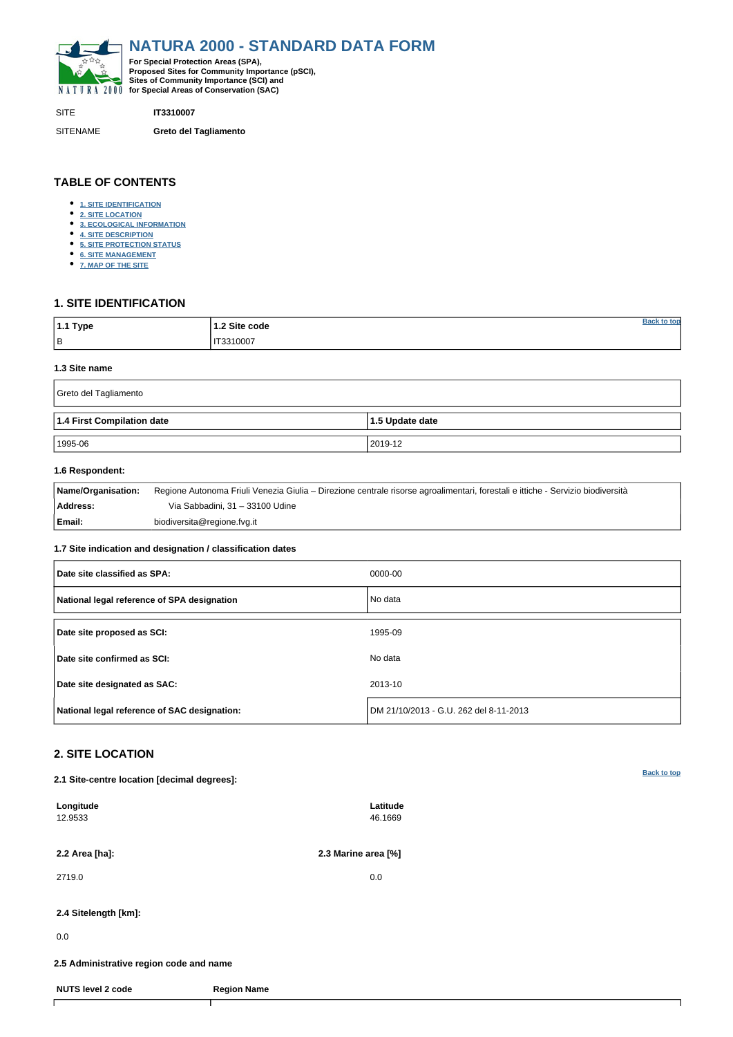# NATURA 2000 - STANDARD DATA FORM

**For Special Protection Areas (SPA), Proposed Sites for Community Importance (pSCI), Sites of Community Importance (SCI) and for Special Areas of Conservation (SAC)**

| SITE | IT3310007 |
|---|---|
| SITENAME | Greto del Tagliamento |

## TABLE OF CONTENTS

- 1. SITE IDENTIFICATION
- 2. SITE LOCATION
- 3. ECOLOGICAL INFORMATION
- 4. SITE DESCRIPTION
- 5. SITE PROTECTION STATUS
- 6. SITE MANAGEMENT
- 7. MAP OF THE SITE

## 1. SITE IDENTIFICATION

| 1.1 Type | 1.2 Site code |
|---|---|
| B | IT3310007 |

### 1.3 Site name

Greto del Tagliamento

| 1.4 First Compilation date | 1.5 Update date |
|---|---|
| 1995-06 | 2019-12 |

### 1.6 Respondent:

| | |
|---|---|
| **Name/Organisation:** | Regione Autonoma Friuli Venezia Giulia – Direzione centrale risorse agroalimentari, forestali e ittiche - Servizio biodiversità |
| **Address:** | Via Sabbadini, 31 – 33100 Udine |
| **Email:** | biodiversita@regione.fvg.it |

### 1.7 Site indication and designation / classification dates

| | |
|---|---|
| **Date site classified as SPA:** | 0000-00 |
| **National legal reference of SPA designation** | No data |
| **Date site proposed as SCI:** | 1995-09 |
| **Date site confirmed as SCI:** | No data |
| **Date site designated as SAC:** | 2013-10 |
| **National legal reference of SAC designation:** | DM 21/10/2013 - G.U. 262 del 8-11-2013 |

## 2. SITE LOCATION

### 2.1 Site-centre location [decimal degrees]:

| Longitude | Latitude |
|---|---|
| 12.9533 | 46.1669 |

| 2.2 Area [ha]: | 2.3 Marine area [%] |
|---|---|
| 2719.0 | 0.0 |

### 2.4 Sitelength [km]:

0.0

### 2.5 Administrative region code and name

| NUTS level 2 code | Region Name |
|---|---|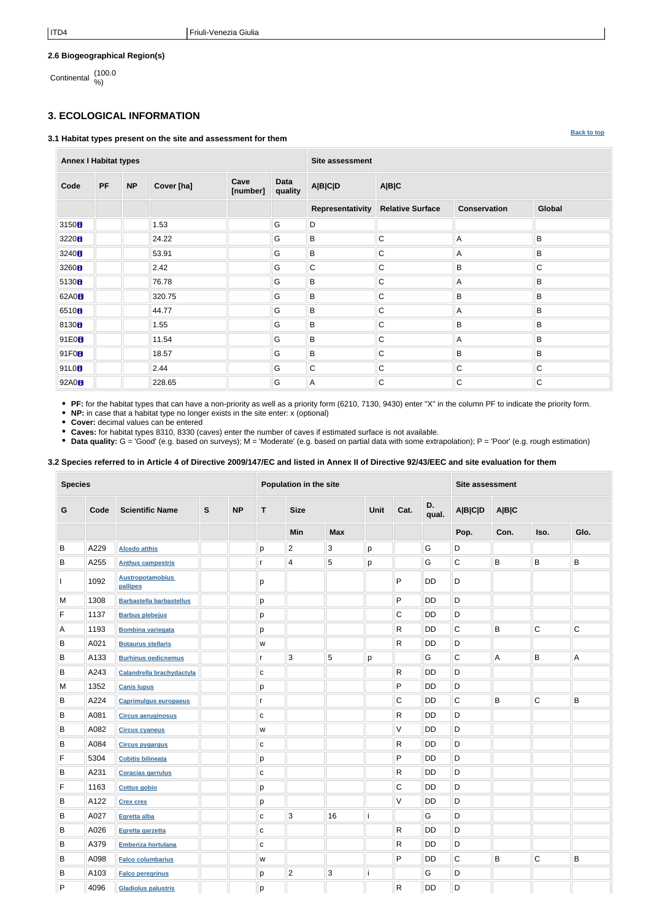| ITD4 | Friuli-Venezia Giulia |
|---|---|

**2.6 Biogeographical Region(s)**

Continental (100.0 %)

## 3. ECOLOGICAL INFORMATION

Back to top

### 3.1 Habitat types present on the site and assessment for them

| Annex I Habitat types | | | | | | Site assessment | | | |
|---|---|---|---|---|---|---|---|---|---|
| Code | PF | NP | Cover [ha] | Cave [number] | Data quality | A\|B\|C\|D | A\|B\|C | | |
| | | | | | | Representativity | Relative Surface | Conservation | Global |
| 3150 | | | 1.53 | | G | D | | | |
| 3220 | | | 24.22 | | G | B | C | A | B |
| 3240 | | | 53.91 | | G | B | C | A | B |
| 3260 | | | 2.42 | | G | C | C | B | C |
| 5130 | | | 76.78 | | G | B | C | A | B |
| 62A0 | | | 320.75 | | G | B | C | B | B |
| 6510 | | | 44.77 | | G | B | C | A | B |
| 8130 | | | 1.55 | | G | B | C | B | B |
| 91E0 | | | 11.54 | | G | B | C | A | B |
| 91F0 | | | 18.57 | | G | B | C | B | B |
| 91L0 | | | 2.44 | | G | C | C | C | C |
| 92A0 | | | 228.65 | | G | A | C | C | C |

- **PF:** for the habitat types that can have a non-priority as well as a priority form (6210, 7130, 9430) enter "X" in the column PF to indicate the priority form.
- **NP:** in case that a habitat type no longer exists in the site enter: x (optional)
- **Cover:** decimal values can be entered
- **Caves:** for habitat types 8310, 8330 (caves) enter the number of caves if estimated surface is not available.
- **Data quality:** G = 'Good' (e.g. based on surveys); M = 'Moderate' (e.g. based on partial data with some extrapolation); P = 'Poor' (e.g. rough estimation)

### 3.2 Species referred to in Article 4 of Directive 2009/147/EC and listed in Annex II of Directive 92/43/EEC and site evaluation for them

| Species | | | | | Population in the site | | | | | | Site assessment | | | |
|---|---|---|---|---|---|---|---|---|---|---|---|---|---|---|
| G | Code | Scientific Name | S | NP | T | Size | | Unit | Cat. | D. qual. | A\|B\|C\|D | A\|B\|C | | |
| | | | | | | Min | Max | | | | Pop. | Con. | Iso. | Glo. |
| B | A229 | Alcedo atthis | | | p | 2 | 3 | p | | G | D | | | |
| B | A255 | Anthus campestris | | | r | 4 | 5 | p | | G | C | B | B | B |
| I | 1092 | Austropotamobius pallipes | | | p | | | | P | DD | D | | | |
| M | 1308 | Barbastella barbastellus | | | p | | | | P | DD | D | | | |
| F | 1137 | Barbus plebejus | | | p | | | | C | DD | D | | | |
| A | 1193 | Bombina variegata | | | p | | | | R | DD | C | B | C | C |
| B | A021 | Botaurus stellaris | | | w | | | | R | DD | D | | | |
| B | A133 | Burhinus oedicnemus | | | r | 3 | 5 | p | | G | C | A | B | A |
| B | A243 | Calandrella brachydactyla | | | c | | | | R | DD | D | | | |
| M | 1352 | Canis lupus | | | p | | | | P | DD | D | | | |
| B | A224 | Caprimulgus europaeus | | | r | | | | C | DD | C | B | C | B |
| B | A081 | Circus aeruginosus | | | c | | | | R | DD | D | | | |
| B | A082 | Circus cyaneus | | | w | | | | V | DD | D | | | |
| B | A084 | Circus pygargus | | | c | | | | R | DD | D | | | |
| F | 5304 | Cobitis bilineata | | | p | | | | P | DD | D | | | |
| B | A231 | Coracias garrulus | | | c | | | | R | DD | D | | | |
| F | 1163 | Cottus gobio | | | p | | | | C | DD | D | | | |
| B | A122 | Crex crex | | | p | | | | V | DD | D | | | |
| B | A027 | Egretta alba | | | c | 3 | 16 | i | | G | D | | | |
| B | A026 | Egretta garzetta | | | c | | | | R | DD | D | | | |
| B | A379 | Emberiza hortulana | | | c | | | | R | DD | D | | | |
| B | A098 | Falco columbarius | | | w | | | | P | DD | C | B | C | B |
| B | A103 | Falco peregrinus | | | p | 2 | 3 | i | | G | D | | | |
| P | 4096 | Gladiolus palustris | | | p | | | | R | DD | D | | | |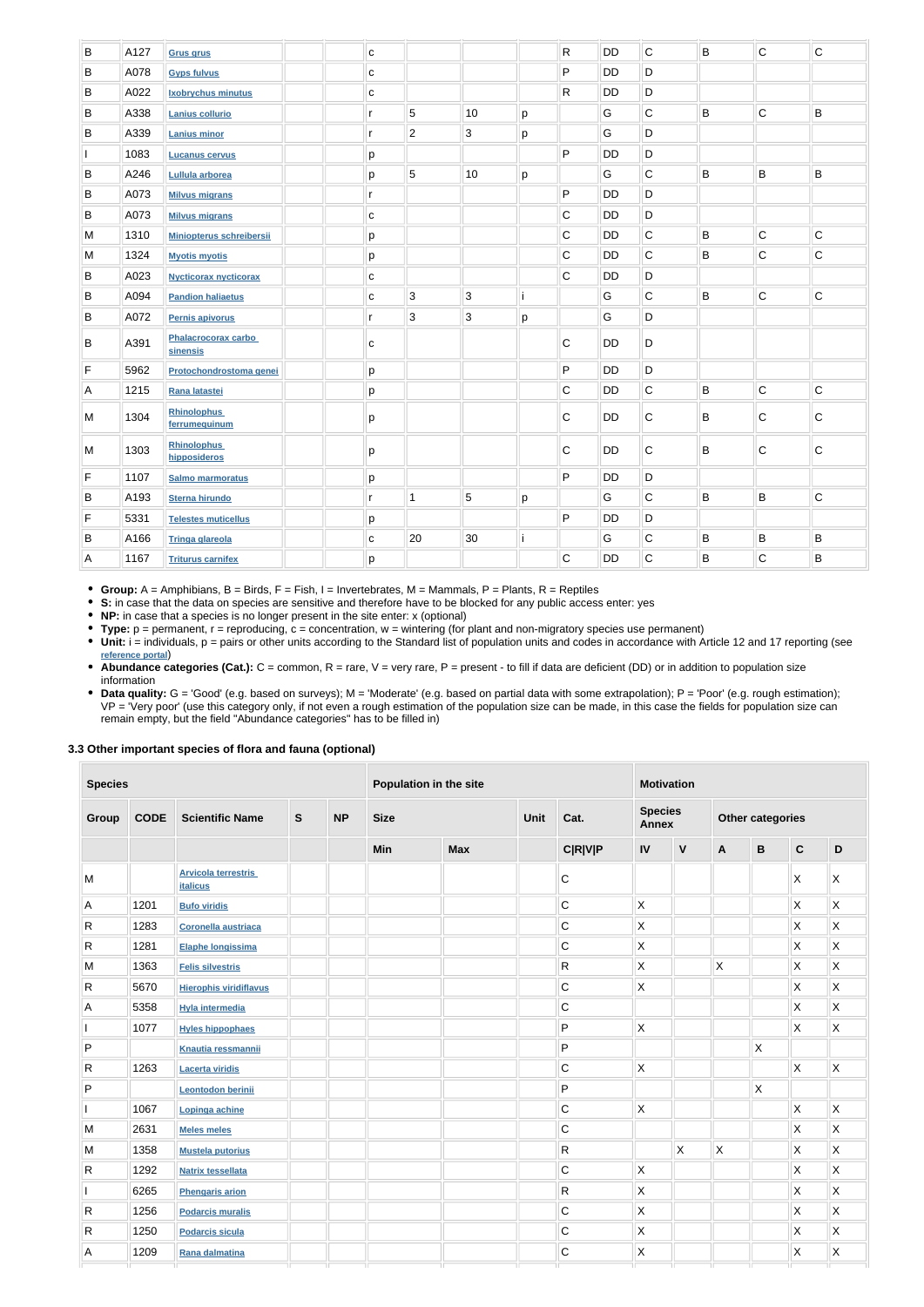| B | A127 | Grus grus | | | c | | | | R | DD | C | B | C | C |
|---|---|---|---|---|---|---|---|---|---|---|---|---|---|---|
| B | A078 | Gyps fulvus | | | c | | | | P | DD | D | | | |
| B | A022 | Ixobrychus minutus | | | c | | | | R | DD | D | | | |
| B | A338 | Lanius collurio | | | r | 5 | 10 | p | | G | C | B | C | B |
| B | A339 | Lanius minor | | | r | 2 | 3 | p | | G | D | | | |
| I | 1083 | Lucanus cervus | | | p | | | | P | DD | D | | | |
| B | A246 | Lullula arborea | | | p | 5 | 10 | p | | G | C | B | B | B |
| B | A073 | Milvus migrans | | | r | | | | P | DD | D | | | |
| B | A073 | Milvus migrans | | | c | | | | C | DD | D | | | |
| M | 1310 | Miniopterus schreibersii | | | p | | | | C | DD | C | B | C | C |
| M | 1324 | Myotis myotis | | | p | | | | C | DD | C | B | C | C |
| B | A023 | Nycticorax nycticorax | | | c | | | | C | DD | D | | | |
| B | A094 | Pandion haliaetus | | | c | 3 | 3 | i | | G | C | B | C | C |
| B | A072 | Pernis apivorus | | | r | 3 | 3 | p | | G | D | | | |
| B | A391 | Phalacrocorax carbo sinensis | | | c | | | | C | DD | D | | | |
| F | 5962 | Protochondrostoma genei | | | p | | | | P | DD | D | | | |
| A | 1215 | Rana latastei | | | p | | | | C | DD | C | B | C | C |
| M | 1304 | Rhinolophus ferrumequinum | | | p | | | | C | DD | C | B | C | C |
| M | 1303 | Rhinolophus hipposideros | | | p | | | | C | DD | C | B | C | C |
| F | 1107 | Salmo marmoratus | | | p | | | | P | DD | D | | | |
| B | A193 | Sterna hirundo | | | r | 1 | 5 | p | | G | C | B | B | C |
| F | 5331 | Telestes muticellus | | | p | | | | P | DD | D | | | |
| B | A166 | Tringa glareola | | | c | 20 | 30 | i | | G | C | B | B | B |
| A | 1167 | Triturus carnifex | | | p | | | | C | DD | C | B | C | B |

- **Group:** A = Amphibians, B = Birds, F = Fish, I = Invertebrates, M = Mammals, P = Plants, R = Reptiles
- **S:** in case that the data on species are sensitive and therefore have to be blocked for any public access enter: yes
- **NP:** in case that a species is no longer present in the site enter: x (optional)
- **Type:** p = permanent, r = reproducing, c = concentration, w = wintering (for plant and non-migratory species use permanent)
- **Unit:** i = individuals, p = pairs or other units according to the Standard list of population units and codes in accordance with Article 12 and 17 reporting (see reference portal)
- **Abundance categories (Cat.):** C = common, R = rare, V = very rare, P = present - to fill if data are deficient (DD) or in addition to population size information
- **Data quality:** G = 'Good' (e.g. based on surveys); M = 'Moderate' (e.g. based on partial data with some extrapolation); P = 'Poor' (e.g. rough estimation); VP = 'Very poor' (use this category only, if not even a rough estimation of the population size can be made, in this case the fields for population size can remain empty, but the field "Abundance categories" has to be filled in)

### 3.3 Other important species of flora and fauna (optional)

| Species | | | | | Population in the site | | | | Motivation | | | | | |
|---|---|---|---|---|---|---|---|---|---|---|---|---|---|---|
| Group | CODE | Scientific Name | S | NP | Size | | Unit | Cat. | Species Annex | | Other categories | | | |
| | | | | | Min | Max | | C\|R\|V\|P | IV | V | A | B | C | D |
| M | | Arvicola terrestris italicus | | | | | | C | | | | | X | X |
| A | 1201 | Bufo viridis | | | | | | C | X | | | | X | X |
| R | 1283 | Coronella austriaca | | | | | | C | X | | | | X | X |
| R | 1281 | Elaphe longissima | | | | | | C | X | | | | X | X |
| M | 1363 | Felis silvestris | | | | | | R | X | | X | | X | X |
| R | 5670 | Hierophis viridiflavus | | | | | | C | X | | | | X | X |
| A | 5358 | Hyla intermedia | | | | | | C | | | | | X | X |
| I | 1077 | Hyles hippophaes | | | | | | P | X | | | | X | X |
| P | | Knautia ressmannii | | | | | | P | | | | X | | |
| R | 1263 | Lacerta viridis | | | | | | C | X | | | | X | X |
| P | | Leontodon berinii | | | | | | P | | | | X | | |
| I | 1067 | Lopinga achine | | | | | | C | X | | | | X | X |
| M | 2631 | Meles meles | | | | | | C | | | | | X | X |
| M | 1358 | Mustela putorius | | | | | | R | | X | X | | X | X |
| R | 1292 | Natrix tessellata | | | | | | C | X | | | | X | X |
| I | 6265 | Phengaris arion | | | | | | R | X | | | | X | X |
| R | 1256 | Podarcis muralis | | | | | | C | X | | | | X | X |
| R | 1250 | Podarcis sicula | | | | | | C | X | | | | X | X |
| A | 1209 | Rana dalmatina | | | | | | C | X | | | | X | X |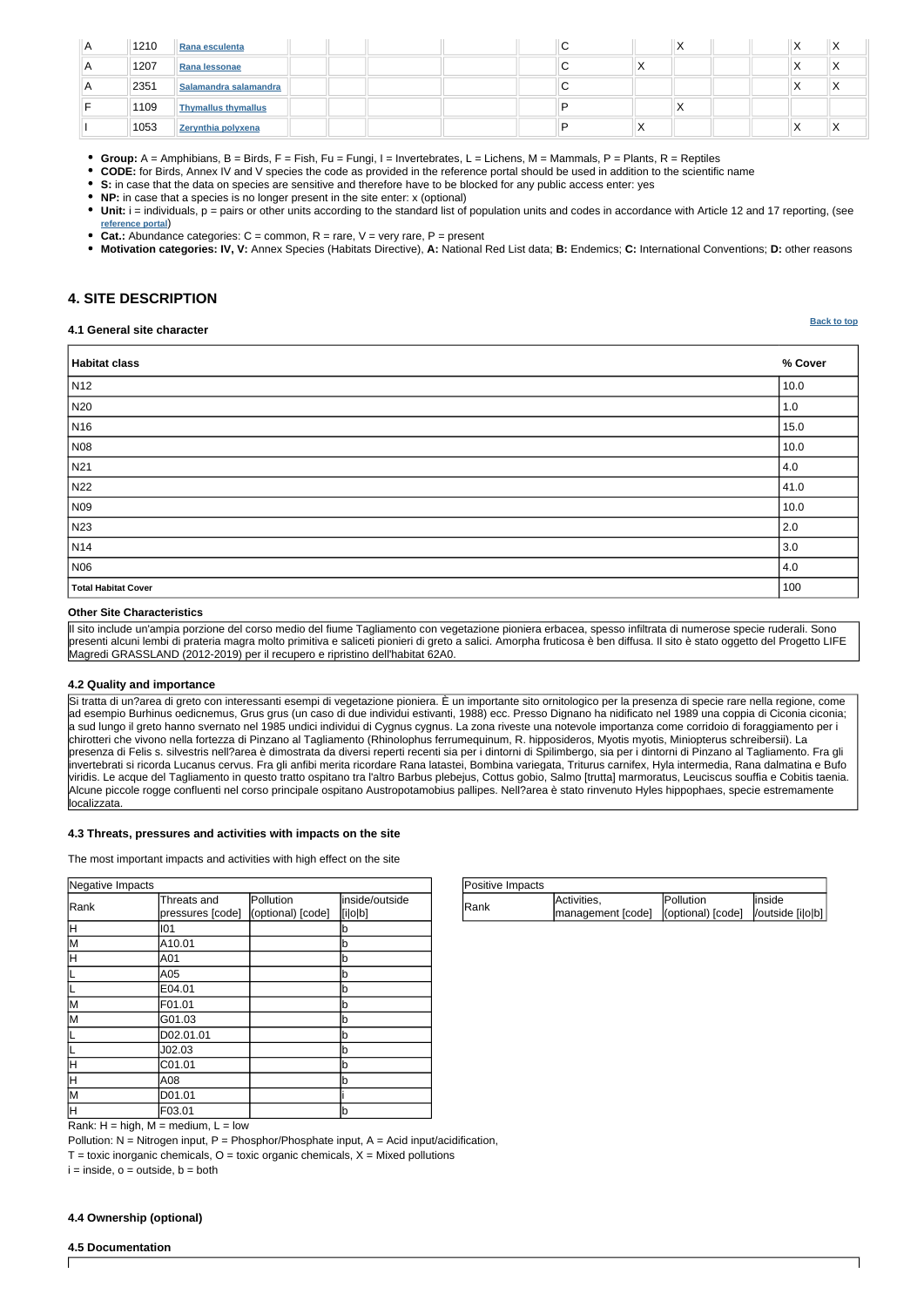| | | | | | | | | | | | | | | |
|---|---|---|---|---|---|---|---|---|---|---|---|---|---|---|
| A | 1210 | Rana esculenta | | | | | | C | | X | | | X | X |
| A | 1207 | Rana lessonae | | | | | | C | X | | | | X | X |
| A | 2351 | Salamandra salamandra | | | | | | C | | | | | X | X |
| F | 1109 | Thymallus thymallus | | | | | | P | | X | | | | |
| I | 1053 | Zerynthia polyxena | | | | | | P | X | | | | X | X |

- **Group:** A = Amphibians, B = Birds, F = Fish, Fu = Fungi, I = Invertebrates, L = Lichens, M = Mammals, P = Plants, R = Reptiles
- **CODE:** for Birds, Annex IV and V species the code as provided in the reference portal should be used in addition to the scientific name
- **S:** in case that the data on species are sensitive and therefore have to be blocked for any public access enter: yes
- **NP:** in case that a species is no longer present in the site enter: x (optional)
- **Unit:** i = individuals, p = pairs or other units according to the standard list of population units and codes in accordance with Article 12 and 17 reporting, (see reference portal)
- **Cat.:** Abundance categories: C = common, R = rare, V = very rare, P = present
- **Motivation categories: IV, V:** Annex Species (Habitats Directive), **A:** National Red List data; **B:** Endemics; **C:** International Conventions; **D:** other reasons

## 4. SITE DESCRIPTION

### 4.1 General site character

Back to top

| Habitat class | % Cover |
|---|---|
| N12 | 10.0 |
| N20 | 1.0 |
| N16 | 15.0 |
| N08 | 10.0 |
| N21 | 4.0 |
| N22 | 41.0 |
| N09 | 10.0 |
| N23 | 2.0 |
| N14 | 3.0 |
| N06 | 4.0 |
| **Total Habitat Cover** | 100 |

**Other Site Characteristics**

Il sito include un'ampia porzione del corso medio del fiume Tagliamento con vegetazione pioniera erbacea, spesso infiltrata di numerose specie ruderali. Sono presenti alcuni lembi di prateria magra molto primitiva e saliceti pionieri di greto a salici. Amorpha fruticosa è ben diffusa. Il sito è stato oggetto del Progetto LIFE Magredi GRASSLAND (2012-2019) per il recupero e ripristino dell'habitat 62A0.

### 4.2 Quality and importance

Si tratta di un?area di greto con interessanti esempi di vegetazione pioniera. È un importante sito ornitologico per la presenza di specie rare nella regione, come ad esempio Burhinus oedicnemus, Grus grus (un caso di due individui estivanti, 1988) ecc. Presso Dignano ha nidificato nel 1989 una coppia di Ciconia ciconia; a sud lungo il greto hanno svernato nel 1985 undici individui di Cygnus cygnus. La zona riveste una notevole importanza come corridoio di foraggiamento per i chirotteri che vivono nella fortezza di Pinzano al Tagliamento (Rhinolophus ferrumequinum, R. hipposideros, Myotis myotis, Miniopterus schreibersii). La presenza di Felis s. silvestris nell?area è dimostrata da diversi reperti recenti sia per i dintorni di Spilimbergo, sia per i dintorni di Pinzano al Tagliamento. Fra gli invertebrati si ricorda Lucanus cervus. Fra gli anfibi merita ricordare Rana latastei, Bombina variegata, Triturus carnifex, Hyla intermedia, Rana dalmatina e Bufo viridis. Le acque del Tagliamento in questo tratto ospitano tra l'altro Barbus plebejus, Cottus gobio, Salmo [trutta] marmoratus, Leuciscus souffia e Cobitis taenia. Alcune piccole rogge confluenti nel corso principale ospitano Austropotamobius pallipes. Nell?area è stato rinvenuto Hyles hippophaes, specie estremamente localizzata.

### 4.3 Threats, pressures and activities with impacts on the site

The most important impacts and activities with high effect on the site

| Negative Impacts | | | |
|---|---|---|---|
| Rank | Threats and pressures [code] | Pollution (optional) [code] | inside/outside [i\|o\|b] |
| H | I01 | | b |
| M | A10.01 | | b |
| H | A01 | | b |
| L | A05 | | b |
| L | E04.01 | | b |
| M | F01.01 | | b |
| M | G01.03 | | b |
| L | D02.01.01 | | b |
| L | J02.03 | | b |
| H | C01.01 | | b |
| H | A08 | | b |
| M | D01.01 | | i |
| H | F03.01 | | b |

| Positive Impacts | | | |
|---|---|---|---|
| Rank | Activities, management [code] | Pollution (optional) [code] | inside /outside [i\|o\|b] |

Rank: H = high, M = medium, L = low

Pollution: N = Nitrogen input, P = Phosphor/Phosphate input, A = Acid input/acidification,

T = toxic inorganic chemicals, O = toxic organic chemicals, X = Mixed pollutions

i = inside, o = outside, b = both

### 4.4 Ownership (optional)

### 4.5 Documentation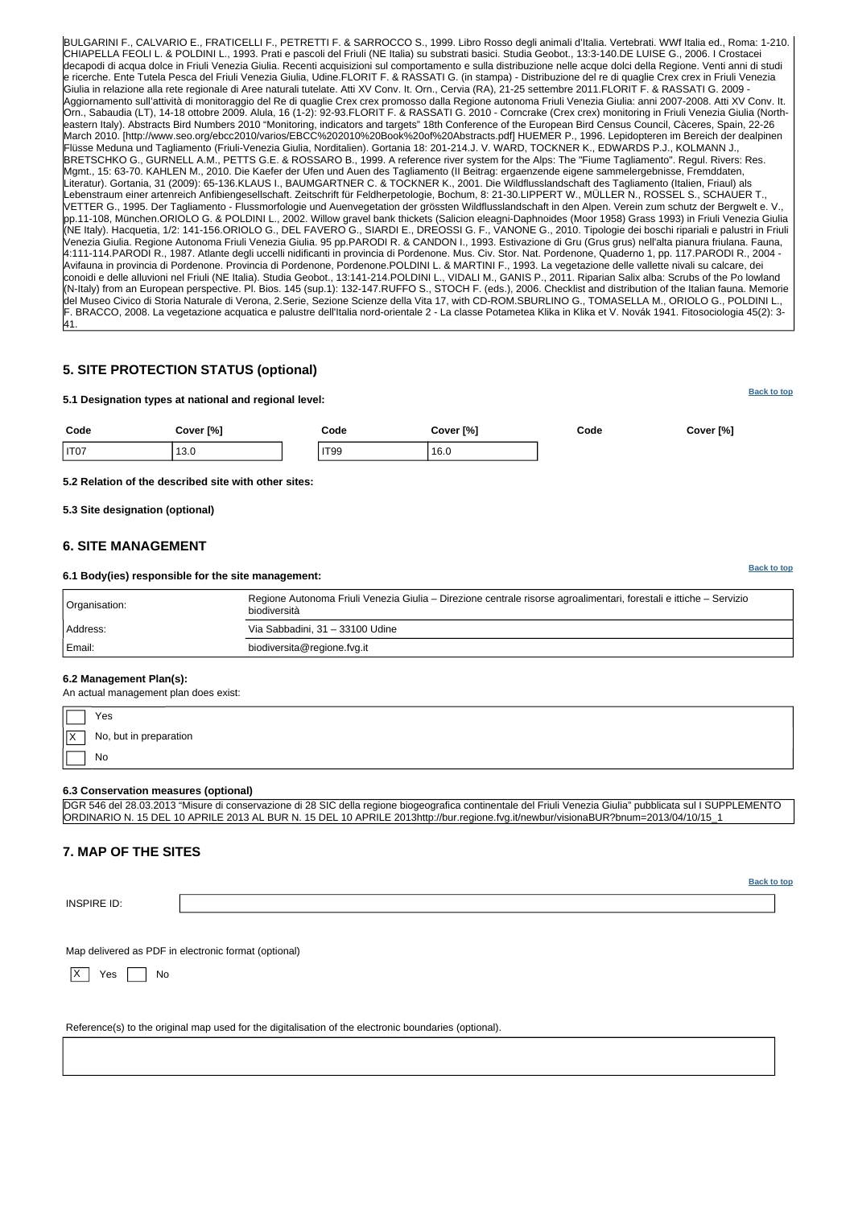BULGARINI F., CALVARIO E., FRATICELLI F., PETRETTI F. & SARROCCO S., 1999. Libro Rosso degli animali d'Italia. Vertebrati. WWf Italia ed., Roma: 1-210. CHIAPELLA FEOLI L. & POLDINI L., 1993. Prati e pascoli del Friuli (NE Italia) su substrati basici. Studia Geobot., 13:3-140.DE LUISE G., 2006. I Crostacei decapodi di acqua dolce in Friuli Venezia Giulia. Recenti acquisizioni sul comportamento e sulla distribuzione nelle acque dolci della Regione. Venti anni di studi e ricerche. Ente Tutela Pesca del Friuli Venezia Giulia, Udine.FLORIT F. & RASSATI G. (in stampa) - Distribuzione del re di quaglie Crex crex in Friuli Venezia Giulia in relazione alla rete regionale di Aree naturali tutelate. Atti XV Conv. It. Orn., Cervia (RA), 21-25 settembre 2011.FLORIT F. & RASSATI G. 2009 - Aggiornamento sull'attività di monitoraggio del Re di quaglie Crex crex promosso dalla Regione autonoma Friuli Venezia Giulia: anni 2007-2008. Atti XV Conv. It. Orn., Sabaudia (LT), 14-18 ottobre 2009. Alula, 16 (1-2): 92-93.FLORIT F. & RASSATI G. 2010 - Corncrake (Crex crex) monitoring in Friuli Venezia Giulia (North-eastern Italy). Abstracts Bird Numbers 2010 "Monitoring, indicators and targets" 18th Conference of the European Bird Census Council, Càceres, Spain, 22-26 March 2010. [http://www.seo.org/ebcc2010/varios/EBCC%202010%20Book%20of%20Abstracts.pdf] HUEMER P., 1996. Lepidopteren im Bereich der dealpinen Flüsse Meduna und Tagliamento (Friuli-Venezia Giulia, Norditalien). Gortania 18: 201-214.J. V. WARD, TOCKNER K., EDWARDS P.J., KOLMANN J., BRETSCHKO G., GURNELL A.M., PETTS G.E. & ROSSARO B., 1999. A reference river system for the Alps: The "Fiume Tagliamento". Regul. Rivers: Res. Mgmt., 15: 63-70. KAHLEN M., 2010. Die Kaefer der Ufen und Auen des Tagliamento (II Beitrag: ergaenzende eigene sammelergebnisse, Fremddaten, Literatur). Gortania, 31 (2009): 65-136.KLAUS I., BAUMGARTNER C. & TOCKNER K., 2001. Die Wildflusslandschaft des Tagliamento (Italien, Friaul) als Lebenstraum einer artenreich Anfibiengesellschaft. Zeitschrift für Feldherpetologie, Bochum, 8: 21-30.LIPPERT W., MÜLLER N., ROSSEL S., SCHAUER T., VETTER G., 1995. Der Tagliamento - Flussmorfologie und Auenvegetation der grössten Wildflusslandschaft in den Alpen. Verein zum schutz der Bergwelt e. V., pp.11-108, München.ORIOLO G. & POLDINI L., 2002. Willow gravel bank thickets (Salicion eleagni-Daphnoides (Moor 1958) Grass 1993) in Friuli Venezia Giulia (NE Italy). Hacquetia, 1/2: 141-156.ORIOLO G., DEL FAVERO G., SIARDI E., DREOSSI G. F., VANONE G., 2010. Tipologie dei boschi ripariali e palustri in Friuli Venezia Giulia. Regione Autonoma Friuli Venezia Giulia. 95 pp.PARODI R. & CANDON I., 1993. Estivazione di Gru (Grus grus) nell'alta pianura friulana. Fauna, 4:111-114.PARODI R., 1987. Atlante degli uccelli nidificanti in provincia di Pordenone. Mus. Civ. Stor. Nat. Pordenone, Quaderno 1, pp. 117.PARODI R., 2004 - Avifauna in provincia di Pordenone. Provincia di Pordenone, Pordenone.POLDINI L. & MARTINI F., 1993. La vegetazione delle vallette nivali su calcare, dei conoidi e delle alluvioni nel Friuli (NE Italia). Studia Geobot., 13:141-214.POLDINI L., VIDALI M., GANIS P., 2011. Riparian Salix alba: Scrubs of the Po lowland (N-Italy) from an European perspective. Pl. Bios. 145 (sup.1): 132-147.RUFFO S., STOCH F. (eds.), 2006. Checklist and distribution of the Italian fauna. Memorie del Museo Civico di Storia Naturale di Verona, 2.Serie, Sezione Scienze della Vita 17, with CD-ROM.SBURLINO G., TOMASELLA M., ORIOLO G., POLDINI L., F. BRACCO, 2008. La vegetazione acquatica e palustre dell'Italia nord-orientale 2 - La classe Potametea Klika in Klika et V. Novák 1941. Fitosociologia 45(2): 3-41.

## 5. SITE PROTECTION STATUS (optional)

**5.1 Designation types at national and regional level:**

| Code | Cover [%] | Code | Cover [%] | Code | Cover [%] |
|---|---|---|---|---|---|
| IT07 | 13.0 | IT99 | 16.0 | | |

**5.2 Relation of the described site with other sites:**

**5.3 Site designation (optional)**

## 6. SITE MANAGEMENT

**6.1 Body(ies) responsible for the site management:**

| | |
|---|---|
| Organisation: | Regione Autonoma Friuli Venezia Giulia – Direzione centrale risorse agroalimentari, forestali e ittiche – Servizio biodiversità |
| Address: | Via Sabbadini, 31 – 33100 Udine |
| Email: | biodiversita@regione.fvg.it |

**6.2 Management Plan(s):**

An actual management plan does exist:

- [ ] Yes
- [x] No, but in preparation
- [ ] No

**6.3 Conservation measures (optional)**

DGR 546 del 28.03.2013 "Misure di conservazione di 28 SIC della regione biogeografica continentale del Friuli Venezia Giulia" pubblicata sul I SUPPLEMENTO ORDINARIO N. 15 DEL 10 APRILE 2013 AL BUR N. 15 DEL 10 APRILE 2013http://bur.regione.fvg.it/newbur/visionaBUR?bnum=2013/04/10/15_1

## 7. MAP OF THE SITES

INSPIRE ID:

Map delivered as PDF in electronic format (optional)

- [x] Yes
- [ ] No

Reference(s) to the original map used for the digitalisation of the electronic boundaries (optional).